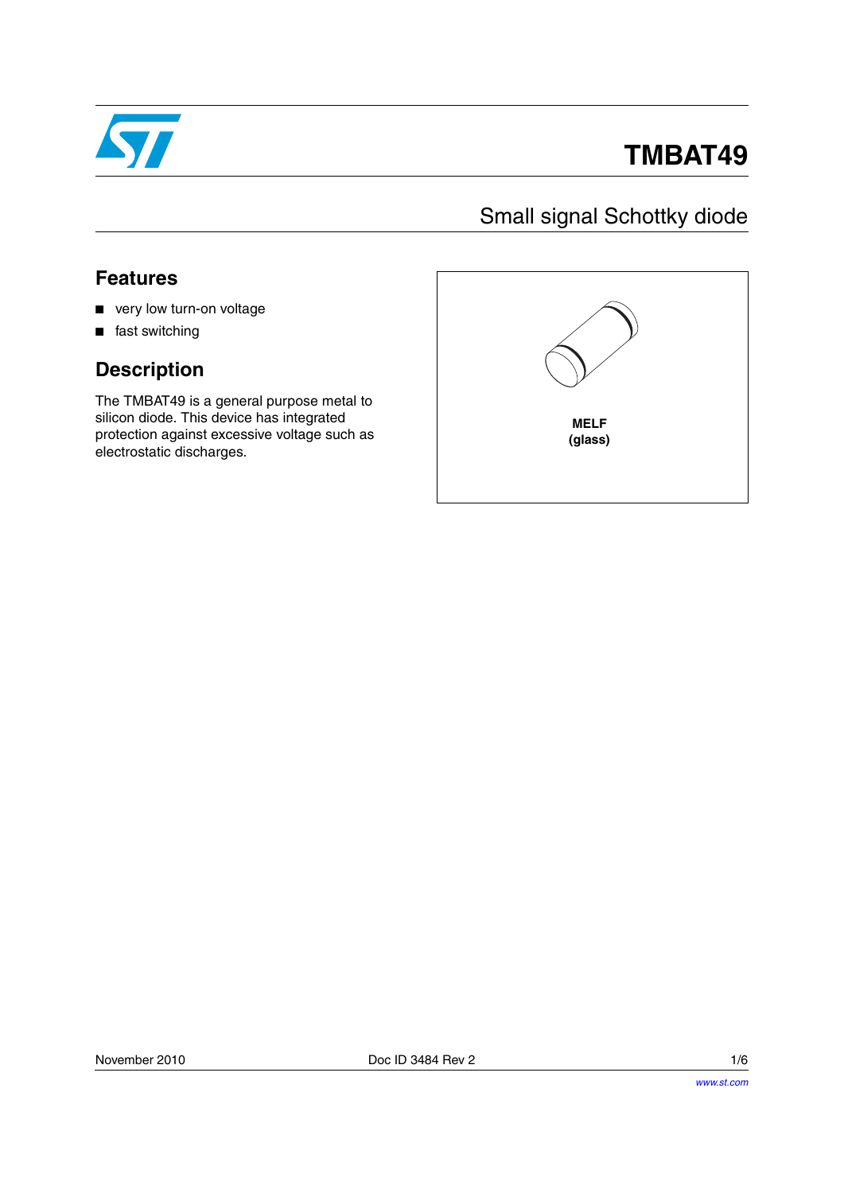# TMBAT49

## Small signal Schottky diode

## Features

- very low turn-on voltage
- fast switching

## Description

The TMBAT49 is a general purpose metal to silicon diode. This device has integrated protection against excessive voltage such as electrostatic discharges.

**MELF (glass)**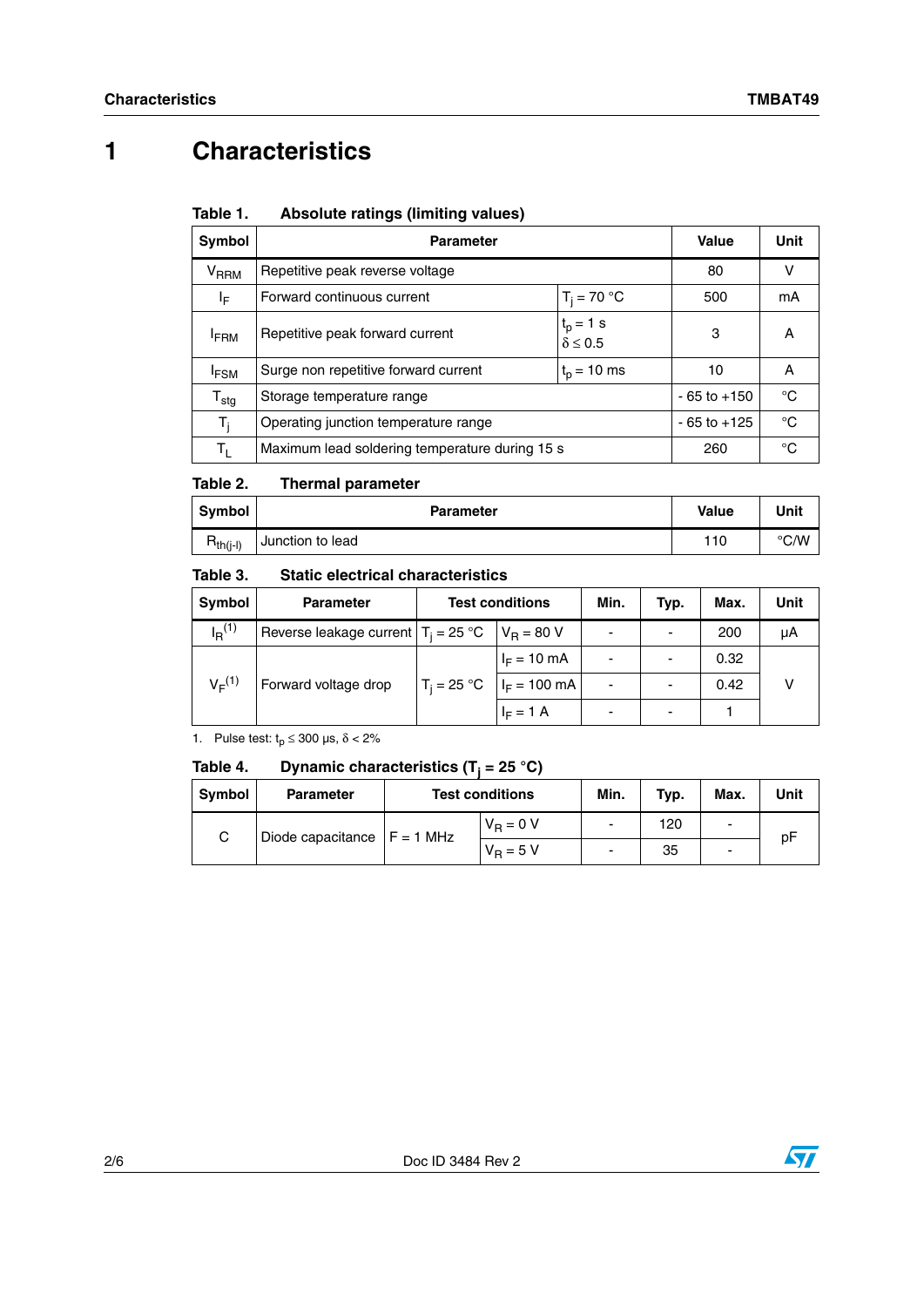# 1 Characteristics

**Table 1. Absolute ratings (limiting values)**

| Symbol | Parameter | | Value | Unit |
|---|---|---|---|---|
| $V_{RRM}$ | Repetitive peak reverse voltage | | 80 | V |
| $I_F$ | Forward continuous current | $T_j = 70$ °C | 500 | mA |
| $I_{FRM}$ | Repetitive peak forward current | $t_p = 1$ s $\delta \leq 0.5$ | 3 | A |
| $I_{FSM}$ | Surge non repetitive forward current | $t_p = 10$ ms | 10 | A |
| $T_{stg}$ | Storage temperature range | | - 65 to +150 | °C |
| $T_j$ | Operating junction temperature range | | - 65 to +125 | °C |
| $T_L$ | Maximum lead soldering temperature during 15 s | | 260 | °C |

**Table 2. Thermal parameter**

| Symbol | Parameter | Value | Unit |
|---|---|---|---|
| $R_{th(j-l)}$ | Junction to lead | 110 | °C/W |

**Table 3. Static electrical characteristics**

| Symbol | Parameter | Test conditions | | Min. | Typ. | Max. | Unit |
|---|---|---|---|---|---|---|---|
| $I_R$[(1)] | Reverse leakage current | $T_j = 25$ °C | $V_R = 80$ V | - | - | 200 | µA |
| $V_F$[(1)] | Forward voltage drop | $T_j = 25$ °C | $I_F = 10$ mA | - | - | 0.32 | V |
| | | | $I_F = 100$ mA | - | - | 0.42 | |
| | | | $I_F = 1$ A | - | - | 1 | |

1. Pulse test: $t_p \leq 300$ µs, $\delta < 2\%$

**Table 4. Dynamic characteristics ($T_j = 25$ °C)**

| Symbol | Parameter | Test conditions | | Min. | Typ. | Max. | Unit |
|---|---|---|---|---|---|---|---|
| C | Diode capacitance | F = 1 MHz | $V_R = 0$ V | - | 120 | - | pF |
| | | | $V_R = 5$ V | - | 35 | - | |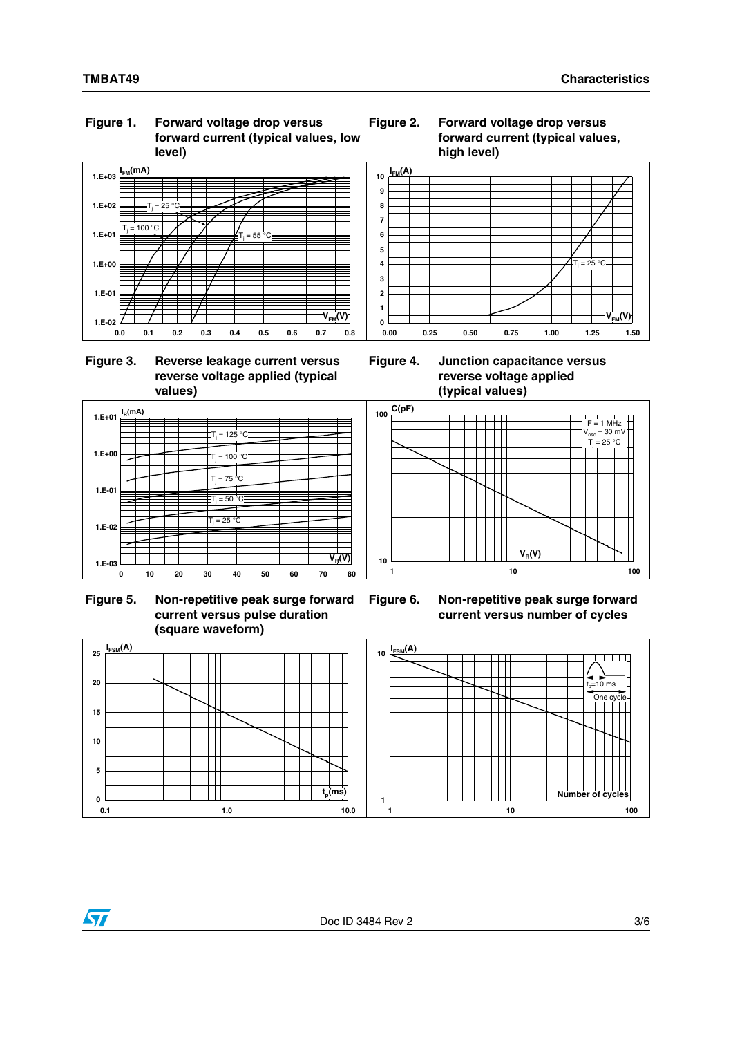**Figure 1. Forward voltage drop versus forward current (typical values, low level)**

**Figure 2. Forward voltage drop versus forward current (typical values, high level)**

**Figure 3. Reverse leakage current versus reverse voltage applied (typical values)**

**Figure 4. Junction capacitance versus reverse voltage applied (typical values)**

**Figure 5. Non-repetitive peak surge forward current versus pulse duration (square waveform)**

**Figure 6. Non-repetitive peak surge forward current versus number of cycles**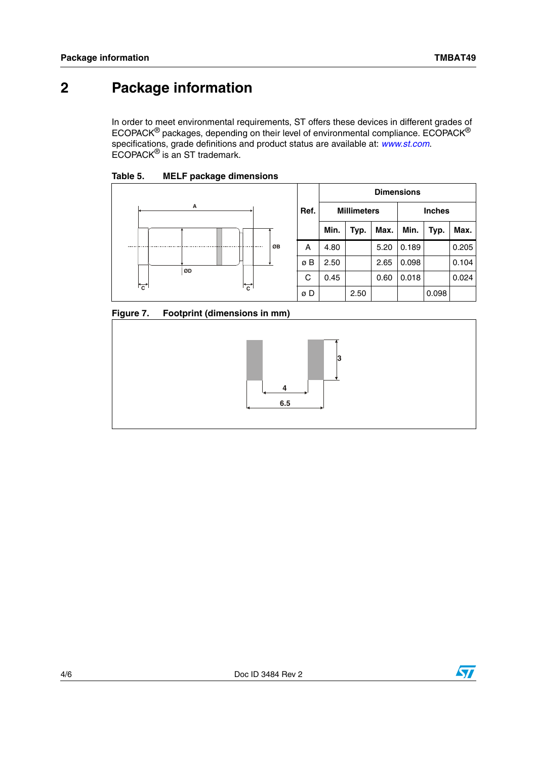# 2 Package information

In order to meet environmental requirements, ST offers these devices in different grades of ECOPACK® packages, depending on their level of environmental compliance. ECOPACK® specifications, grade definitions and product status are available at: *www.st.com*. ECOPACK® is an ST trademark.

**Table 5. MELF package dimensions**

| Ref. | Dimensions | | | | | |
|---|---|---|---|---|---|---|
| | Millimeters | | | Inches | | |
| | Min. | Typ. | Max. | Min. | Typ. | Max. |
| A | 4.80 | | 5.20 | 0.189 | | 0.205 |
| ø B | 2.50 | | 2.65 | 0.098 | | 0.104 |
| C | 0.45 | | 0.60 | 0.018 | | 0.024 |
| ø D | | 2.50 | | | 0.098 | |

**Figure 7. Footprint (dimensions in mm)**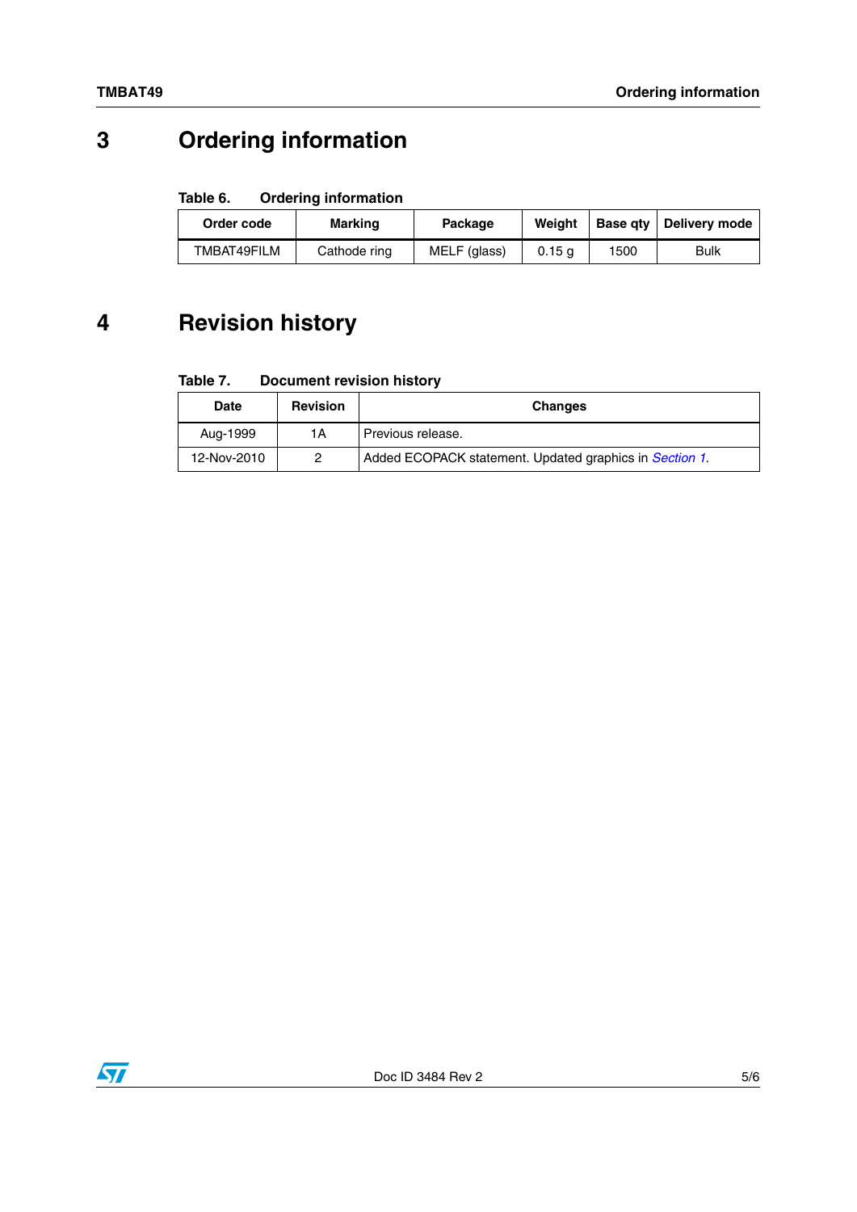# 3 Ordering information

Table 6. Ordering information

| Order code | Marking | Package | Weight | Base qty | Delivery mode |
|---|---|---|---|---|---|
| TMBAT49FILM | Cathode ring | MELF (glass) | 0.15 g | 1500 | Bulk |

# 4 Revision history

Table 7. Document revision history

| Date | Revision | Changes |
|---|---|---|
| Aug-1999 | 1A | Previous release. |
| 12-Nov-2010 | 2 | Added ECOPACK statement. Updated graphics in *Section 1*. |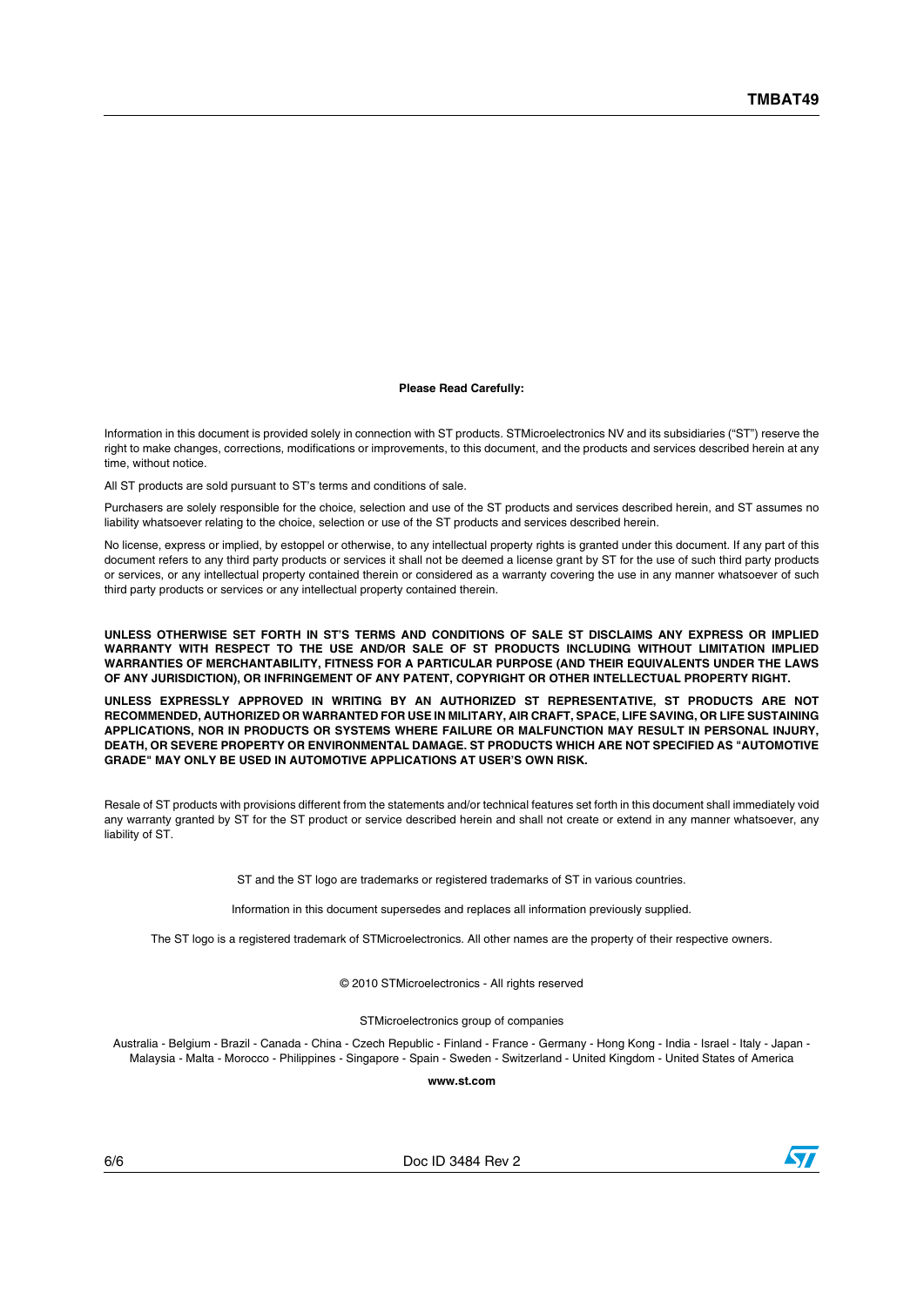**Please Read Carefully:**

Information in this document is provided solely in connection with ST products. STMicroelectronics NV and its subsidiaries ("ST") reserve the right to make changes, corrections, modifications or improvements, to this document, and the products and services described herein at any time, without notice.

All ST products are sold pursuant to ST's terms and conditions of sale.

Purchasers are solely responsible for the choice, selection and use of the ST products and services described herein, and ST assumes no liability whatsoever relating to the choice, selection or use of the ST products and services described herein.

No license, express or implied, by estoppel or otherwise, to any intellectual property rights is granted under this document. If any part of this document refers to any third party products or services it shall not be deemed a license grant by ST for the use of such third party products or services, or any intellectual property contained therein or considered as a warranty covering the use in any manner whatsoever of such third party products or services or any intellectual property contained therein.

**UNLESS OTHERWISE SET FORTH IN ST'S TERMS AND CONDITIONS OF SALE ST DISCLAIMS ANY EXPRESS OR IMPLIED WARRANTY WITH RESPECT TO THE USE AND/OR SALE OF ST PRODUCTS INCLUDING WITHOUT LIMITATION IMPLIED WARRANTIES OF MERCHANTABILITY, FITNESS FOR A PARTICULAR PURPOSE (AND THEIR EQUIVALENTS UNDER THE LAWS OF ANY JURISDICTION), OR INFRINGEMENT OF ANY PATENT, COPYRIGHT OR OTHER INTELLECTUAL PROPERTY RIGHT.**

**UNLESS EXPRESSLY APPROVED IN WRITING BY AN AUTHORIZED ST REPRESENTATIVE, ST PRODUCTS ARE NOT RECOMMENDED, AUTHORIZED OR WARRANTED FOR USE IN MILITARY, AIR CRAFT, SPACE, LIFE SAVING, OR LIFE SUSTAINING APPLICATIONS, NOR IN PRODUCTS OR SYSTEMS WHERE FAILURE OR MALFUNCTION MAY RESULT IN PERSONAL INJURY, DEATH, OR SEVERE PROPERTY OR ENVIRONMENTAL DAMAGE. ST PRODUCTS WHICH ARE NOT SPECIFIED AS "AUTOMOTIVE GRADE" MAY ONLY BE USED IN AUTOMOTIVE APPLICATIONS AT USER'S OWN RISK.**

Resale of ST products with provisions different from the statements and/or technical features set forth in this document shall immediately void any warranty granted by ST for the ST product or service described herein and shall not create or extend in any manner whatsoever, any liability of ST.

ST and the ST logo are trademarks or registered trademarks of ST in various countries.

Information in this document supersedes and replaces all information previously supplied.

The ST logo is a registered trademark of STMicroelectronics. All other names are the property of their respective owners.

© 2010 STMicroelectronics - All rights reserved

STMicroelectronics group of companies

Australia - Belgium - Brazil - Canada - China - Czech Republic - Finland - France - Germany - Hong Kong - India - Israel - Italy - Japan - Malaysia - Malta - Morocco - Philippines - Singapore - Spain - Sweden - Switzerland - United Kingdom - United States of America

**www.st.com**